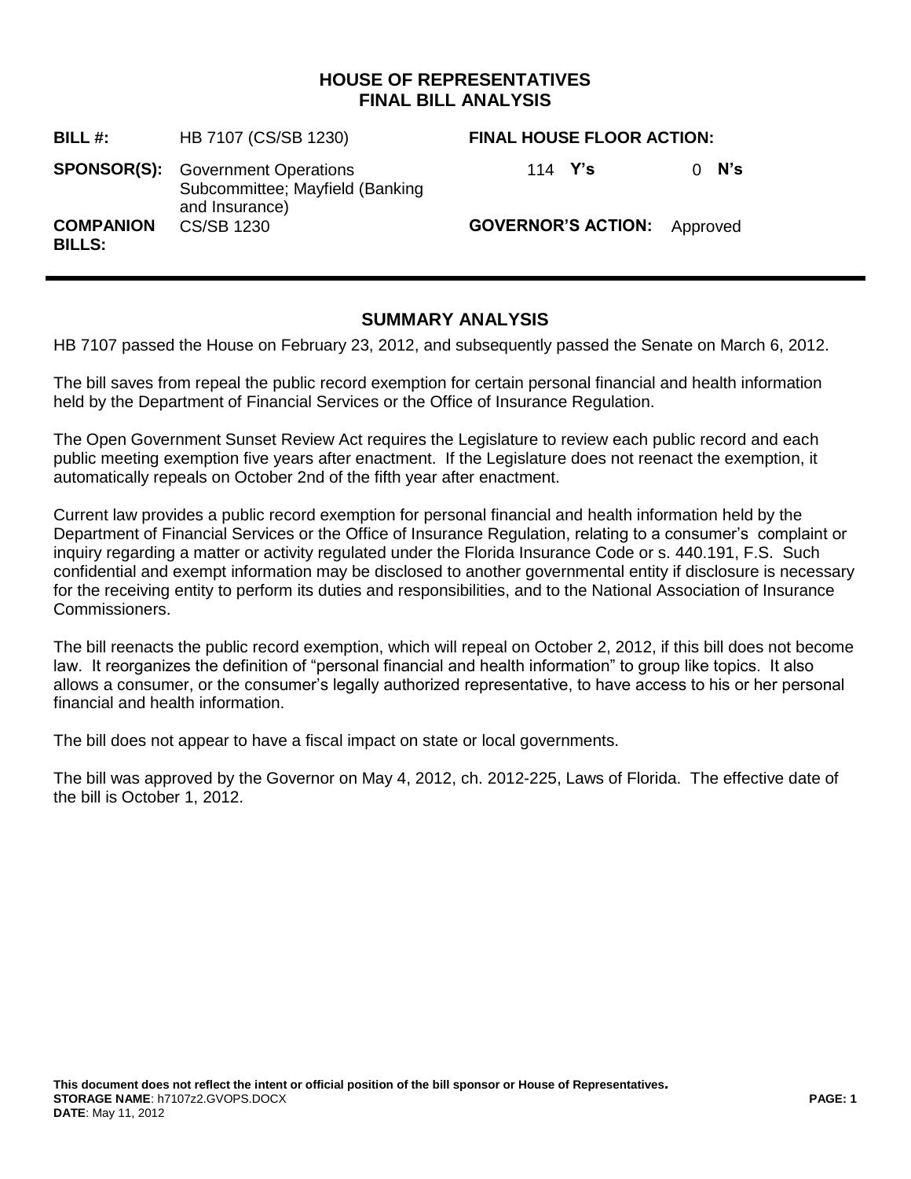# HOUSE OF REPRESENTATIVES
## FINAL BILL ANALYSIS

| | | | |
|---|---|---|---|
| **BILL #:** | HB 7107 (CS/SB 1230) | **FINAL HOUSE FLOOR ACTION:** | |
| **SPONSOR(S):** | Government Operations Subcommittee; Mayfield (Banking and Insurance) | 114 **Y's** | 0 **N's** |
| **COMPANION BILLS:** | CS/SB 1230 | **GOVERNOR'S ACTION:** | Approved |

## SUMMARY ANALYSIS

HB 7107 passed the House on February 23, 2012, and subsequently passed the Senate on March 6, 2012.

The bill saves from repeal the public record exemption for certain personal financial and health information held by the Department of Financial Services or the Office of Insurance Regulation.

The Open Government Sunset Review Act requires the Legislature to review each public record and each public meeting exemption five years after enactment. If the Legislature does not reenact the exemption, it automatically repeals on October 2nd of the fifth year after enactment.

Current law provides a public record exemption for personal financial and health information held by the Department of Financial Services or the Office of Insurance Regulation, relating to a consumer's complaint or inquiry regarding a matter or activity regulated under the Florida Insurance Code or s. 440.191, F.S. Such confidential and exempt information may be disclosed to another governmental entity if disclosure is necessary for the receiving entity to perform its duties and responsibilities, and to the National Association of Insurance Commissioners.

The bill reenacts the public record exemption, which will repeal on October 2, 2012, if this bill does not become law. It reorganizes the definition of "personal financial and health information" to group like topics. It also allows a consumer, or the consumer's legally authorized representative, to have access to his or her personal financial and health information.

The bill does not appear to have a fiscal impact on state or local governments.

The bill was approved by the Governor on May 4, 2012, ch. 2012-225, Laws of Florida. The effective date of the bill is October 1, 2012.

**This document does not reflect the intent or official position of the bill sponsor or House of Representatives.**
**STORAGE NAME**: h7107z2.GVOPS.DOCX
**DATE**: May 11, 2012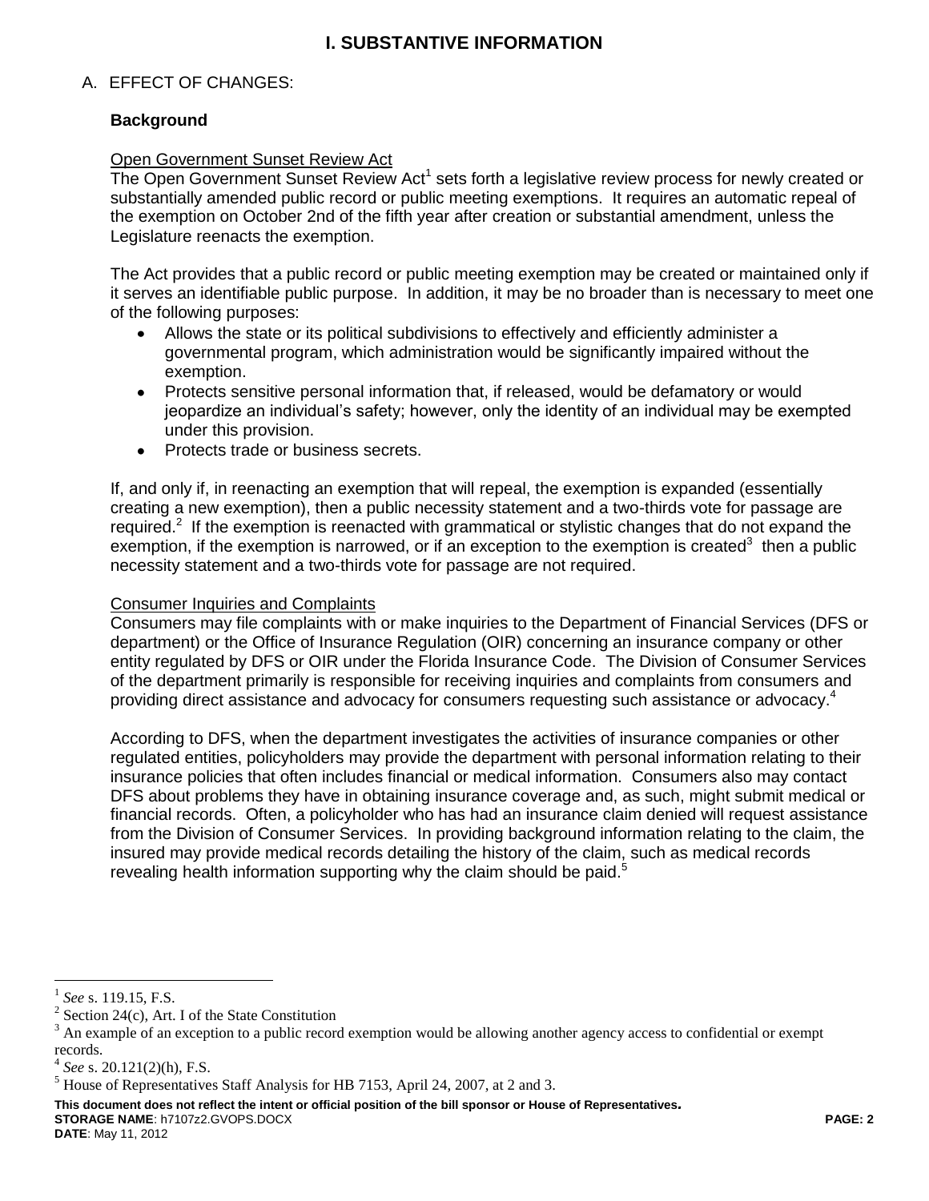# I. SUBSTANTIVE INFORMATION

## A. EFFECT OF CHANGES:

### Background

Open Government Sunset Review Act

The Open Government Sunset Review Act[1] sets forth a legislative review process for newly created or substantially amended public record or public meeting exemptions. It requires an automatic repeal of the exemption on October 2nd of the fifth year after creation or substantial amendment, unless the Legislature reenacts the exemption.

The Act provides that a public record or public meeting exemption may be created or maintained only if it serves an identifiable public purpose. In addition, it may be no broader than is necessary to meet one of the following purposes:

- Allows the state or its political subdivisions to effectively and efficiently administer a governmental program, which administration would be significantly impaired without the exemption.
- Protects sensitive personal information that, if released, would be defamatory or would jeopardize an individual's safety; however, only the identity of an individual may be exempted under this provision.
- Protects trade or business secrets.

If, and only if, in reenacting an exemption that will repeal, the exemption is expanded (essentially creating a new exemption), then a public necessity statement and a two-thirds vote for passage are required.[2] If the exemption is reenacted with grammatical or stylistic changes that do not expand the exemption, if the exemption is narrowed, or if an exception to the exemption is created[3] then a public necessity statement and a two-thirds vote for passage are not required.

Consumer Inquiries and Complaints

Consumers may file complaints with or make inquiries to the Department of Financial Services (DFS or department) or the Office of Insurance Regulation (OIR) concerning an insurance company or other entity regulated by DFS or OIR under the Florida Insurance Code. The Division of Consumer Services of the department primarily is responsible for receiving inquiries and complaints from consumers and providing direct assistance and advocacy for consumers requesting such assistance or advocacy.[4]

According to DFS, when the department investigates the activities of insurance companies or other regulated entities, policyholders may provide the department with personal information relating to their insurance policies that often includes financial or medical information. Consumers also may contact DFS about problems they have in obtaining insurance coverage and, as such, might submit medical or financial records. Often, a policyholder who has had an insurance claim denied will request assistance from the Division of Consumer Services. In providing background information relating to the claim, the insured may provide medical records detailing the history of the claim, such as medical records revealing health information supporting why the claim should be paid.[5]

---

[1] *See* s. 119.15, F.S.

[2] Section 24(c), Art. I of the State Constitution

[3] An example of an exception to a public record exemption would be allowing another agency access to confidential or exempt records.

[4] *See* s. 20.121(2)(h), F.S.

[5] House of Representatives Staff Analysis for HB 7153, April 24, 2007, at 2 and 3.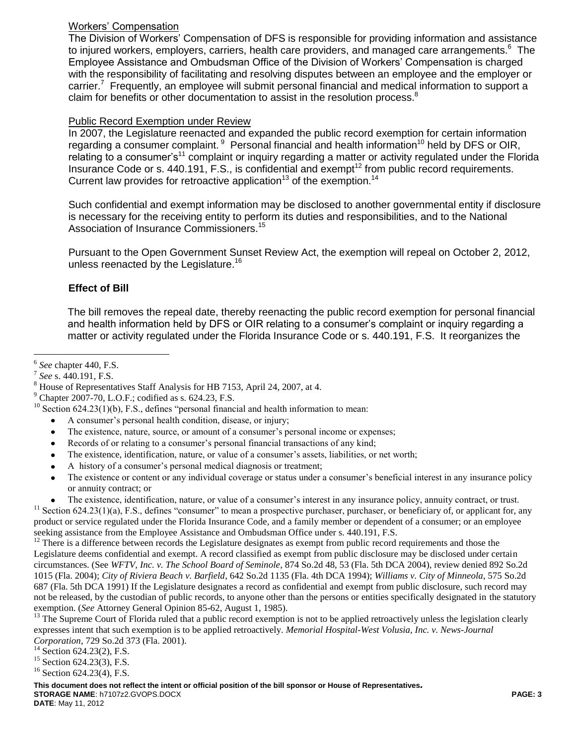Workers' Compensation

The Division of Workers' Compensation of DFS is responsible for providing information and assistance to injured workers, employers, carriers, health care providers, and managed care arrangements.[6] The Employee Assistance and Ombudsman Office of the Division of Workers' Compensation is charged with the responsibility of facilitating and resolving disputes between an employee and the employer or carrier.[7] Frequently, an employee will submit personal financial and medical information to support a claim for benefits or other documentation to assist in the resolution process.[8]

Public Record Exemption under Review

In 2007, the Legislature reenacted and expanded the public record exemption for certain information regarding a consumer complaint.[9] Personal financial and health information[10] held by DFS or OIR, relating to a consumer's[11] complaint or inquiry regarding a matter or activity regulated under the Florida Insurance Code or s. 440.191, F.S., is confidential and exempt[12] from public record requirements. Current law provides for retroactive application[13] of the exemption.[14]

Such confidential and exempt information may be disclosed to another governmental entity if disclosure is necessary for the receiving entity to perform its duties and responsibilities, and to the National Association of Insurance Commissioners.[15]

Pursuant to the Open Government Sunset Review Act, the exemption will repeal on October 2, 2012, unless reenacted by the Legislature.[16]

### Effect of Bill

The bill removes the repeal date, thereby reenacting the public record exemption for personal financial and health information held by DFS or OIR relating to a consumer's complaint or inquiry regarding a matter or activity regulated under the Florida Insurance Code or s. 440.191, F.S. It reorganizes the

---

[6] *See* chapter 440, F.S.

[7] *See* s. 440.191, F.S.

[8] House of Representatives Staff Analysis for HB 7153, April 24, 2007, at 4.

[9] Chapter 2007-70, L.O.F.; codified as s. 624.23, F.S.

[10] Section 624.23(1)(b), F.S., defines "personal financial and health information to mean:

- A consumer's personal health condition, disease, or injury;
- The existence, nature, source, or amount of a consumer's personal income or expenses;
- Records of or relating to a consumer's personal financial transactions of any kind;
- The existence, identification, nature, or value of a consumer's assets, liabilities, or net worth;
- A history of a consumer's personal medical diagnosis or treatment;
- The existence or content or any individual coverage or status under a consumer's beneficial interest in any insurance policy or annuity contract; or
- The existence, identification, nature, or value of a consumer's interest in any insurance policy, annuity contract, or trust.

[11] Section 624.23(1)(a), F.S., defines "consumer" to mean a prospective purchaser, purchaser, or beneficiary of, or applicant for, any product or service regulated under the Florida Insurance Code, and a family member or dependent of a consumer; or an employee seeking assistance from the Employee Assistance and Ombudsman Office under s. 440.191, F.S.

[12] There is a difference between records the Legislature designates as exempt from public record requirements and those the Legislature deems confidential and exempt. A record classified as exempt from public disclosure may be disclosed under certain circumstances. (See *WFTV, Inc. v. The School Board of Seminole*, 874 So.2d 48, 53 (Fla. 5th DCA 2004), review denied 892 So.2d 1015 (Fla. 2004); *City of Riviera Beach v. Barfield*, 642 So.2d 1135 (Fla. 4th DCA 1994); *Williams v. City of Minneola*, 575 So.2d 687 (Fla. 5th DCA 1991) If the Legislature designates a record as confidential and exempt from public disclosure, such record may not be released, by the custodian of public records, to anyone other than the persons or entities specifically designated in the statutory exemption. (*See* Attorney General Opinion 85-62, August 1, 1985).

[13] The Supreme Court of Florida ruled that a public record exemption is not to be applied retroactively unless the legislation clearly expresses intent that such exemption is to be applied retroactively. *Memorial Hospital-West Volusia, Inc. v. News-Journal Corporation*, 729 So.2d 373 (Fla. 2001).

[14] Section 624.23(2), F.S.

[15] Section 624.23(3), F.S.

[16] Section 624.23(4), F.S.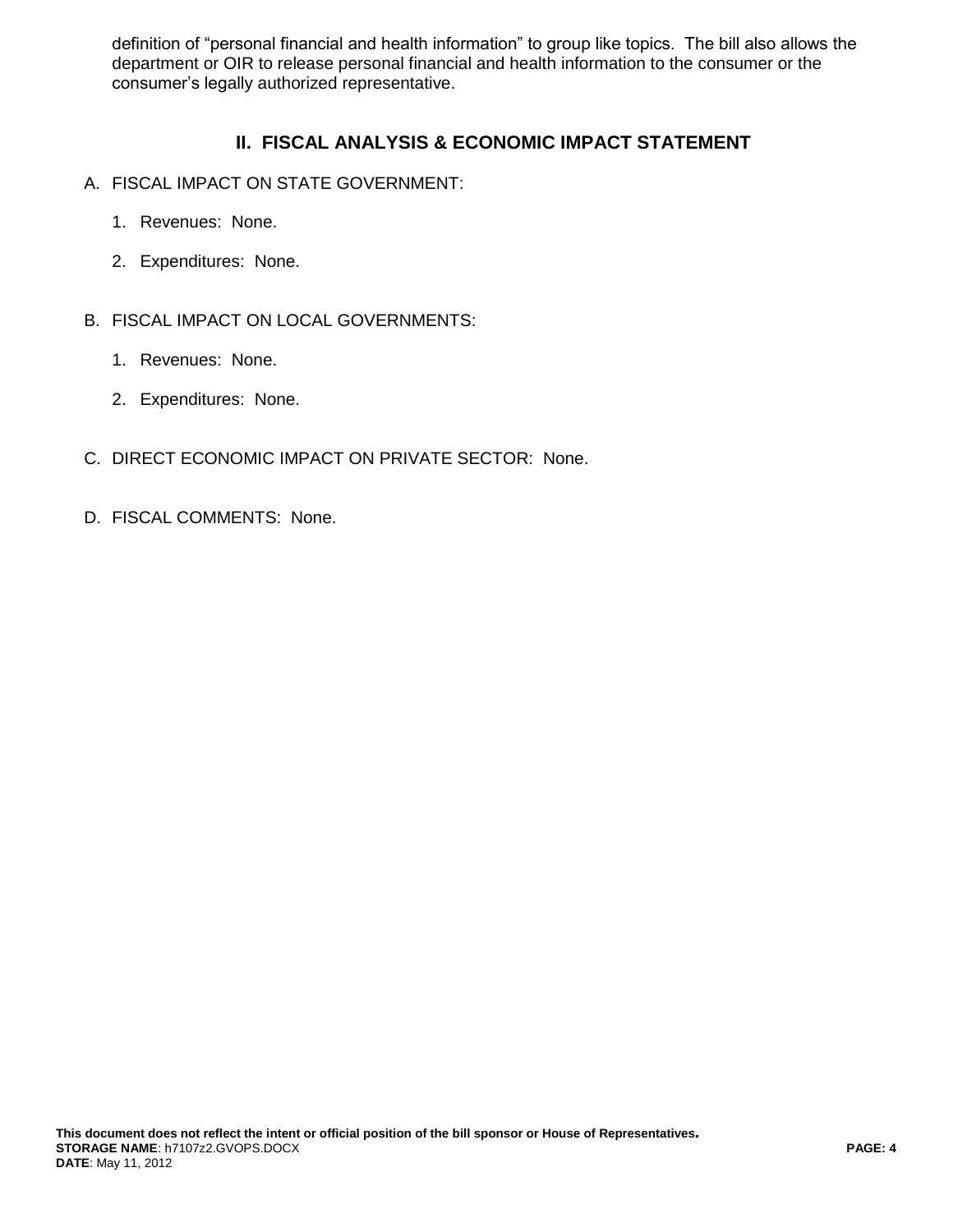definition of "personal financial and health information" to group like topics. The bill also allows the department or OIR to release personal financial and health information to the consumer or the consumer's legally authorized representative.

## II. FISCAL ANALYSIS & ECONOMIC IMPACT STATEMENT

A. FISCAL IMPACT ON STATE GOVERNMENT:

1. Revenues: None.

2. Expenditures: None.

B. FISCAL IMPACT ON LOCAL GOVERNMENTS:

1. Revenues: None.

2. Expenditures: None.

C. DIRECT ECONOMIC IMPACT ON PRIVATE SECTOR: None.

D. FISCAL COMMENTS: None.